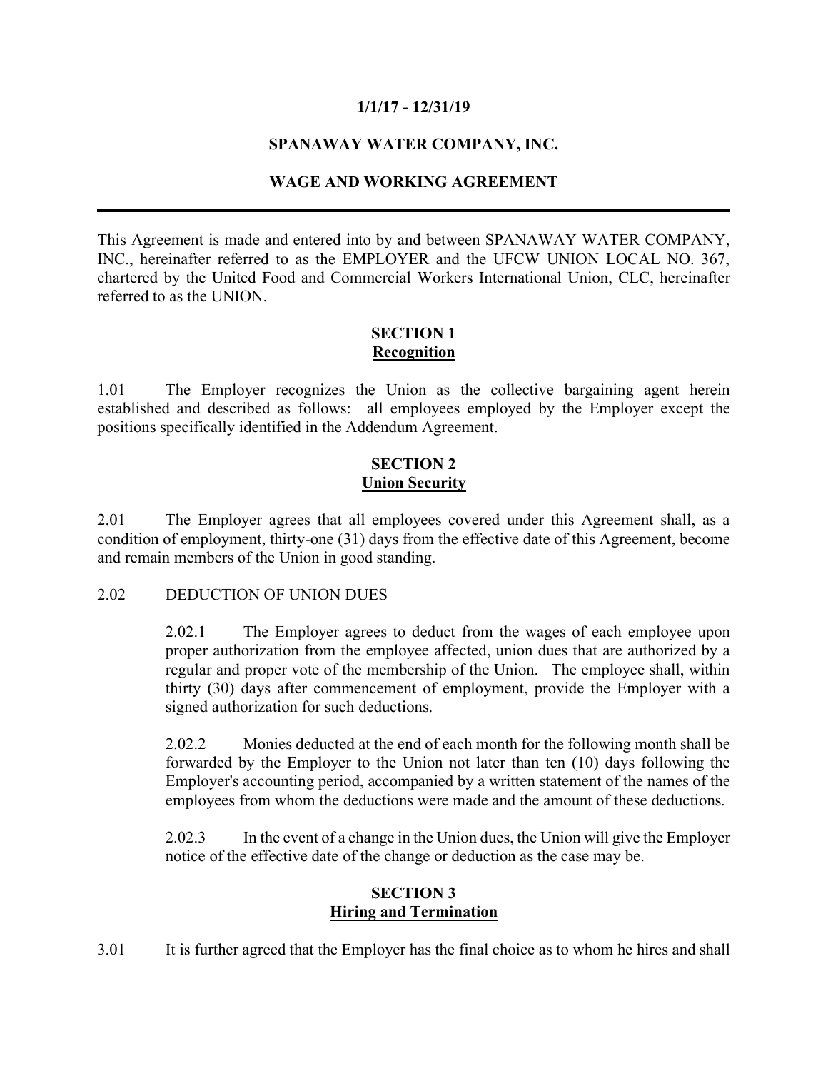**1/1/17 - 12/31/19**

**SPANAWAY WATER COMPANY, INC.**

**WAGE AND WORKING AGREEMENT**

---

This Agreement is made and entered into by and between SPANAWAY WATER COMPANY, INC., hereinafter referred to as the EMPLOYER and the UFCW UNION LOCAL NO. 367, chartered by the United Food and Commercial Workers International Union, CLC, hereinafter referred to as the UNION.

## SECTION 1
## Recognition

1.01 The Employer recognizes the Union as the collective bargaining agent herein established and described as follows: all employees employed by the Employer except the positions specifically identified in the Addendum Agreement.

## SECTION 2
## Union Security

2.01 The Employer agrees that all employees covered under this Agreement shall, as a condition of employment, thirty-one (31) days from the effective date of this Agreement, become and remain members of the Union in good standing.

2.02 DEDUCTION OF UNION DUES

2.02.1 The Employer agrees to deduct from the wages of each employee upon proper authorization from the employee affected, union dues that are authorized by a regular and proper vote of the membership of the Union. The employee shall, within thirty (30) days after commencement of employment, provide the Employer with a signed authorization for such deductions.

2.02.2 Monies deducted at the end of each month for the following month shall be forwarded by the Employer to the Union not later than ten (10) days following the Employer's accounting period, accompanied by a written statement of the names of the employees from whom the deductions were made and the amount of these deductions.

2.02.3 In the event of a change in the Union dues, the Union will give the Employer notice of the effective date of the change or deduction as the case may be.

## SECTION 3
## Hiring and Termination

3.01 It is further agreed that the Employer has the final choice as to whom he hires and shall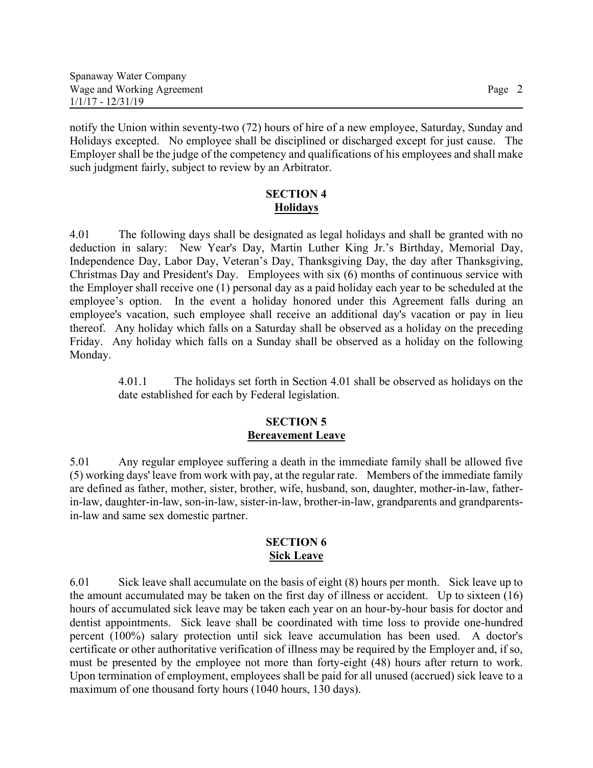notify the Union within seventy-two (72) hours of hire of a new employee, Saturday, Sunday and Holidays excepted. No employee shall be disciplined or discharged except for just cause. The Employer shall be the judge of the competency and qualifications of his employees and shall make such judgment fairly, subject to review by an Arbitrator.

## SECTION 4
## Holidays

4.01 The following days shall be designated as legal holidays and shall be granted with no deduction in salary: New Year's Day, Martin Luther King Jr.'s Birthday, Memorial Day, Independence Day, Labor Day, Veteran's Day, Thanksgiving Day, the day after Thanksgiving, Christmas Day and President's Day. Employees with six (6) months of continuous service with the Employer shall receive one (1) personal day as a paid holiday each year to be scheduled at the employee's option. In the event a holiday honored under this Agreement falls during an employee's vacation, such employee shall receive an additional day's vacation or pay in lieu thereof. Any holiday which falls on a Saturday shall be observed as a holiday on the preceding Friday. Any holiday which falls on a Sunday shall be observed as a holiday on the following Monday.

> 4.01.1 The holidays set forth in Section 4.01 shall be observed as holidays on the date established for each by Federal legislation.

## SECTION 5
## Bereavement Leave

5.01 Any regular employee suffering a death in the immediate family shall be allowed five (5) working days' leave from work with pay, at the regular rate. Members of the immediate family are defined as father, mother, sister, brother, wife, husband, son, daughter, mother-in-law, father-in-law, daughter-in-law, son-in-law, sister-in-law, brother-in-law, grandparents and grandparents-in-law and same sex domestic partner.

## SECTION 6
## Sick Leave

6.01 Sick leave shall accumulate on the basis of eight (8) hours per month. Sick leave up to the amount accumulated may be taken on the first day of illness or accident. Up to sixteen (16) hours of accumulated sick leave may be taken each year on an hour-by-hour basis for doctor and dentist appointments. Sick leave shall be coordinated with time loss to provide one-hundred percent (100%) salary protection until sick leave accumulation has been used. A doctor's certificate or other authoritative verification of illness may be required by the Employer and, if so, must be presented by the employee not more than forty-eight (48) hours after return to work. Upon termination of employment, employees shall be paid for all unused (accrued) sick leave to a maximum of one thousand forty hours (1040 hours, 130 days).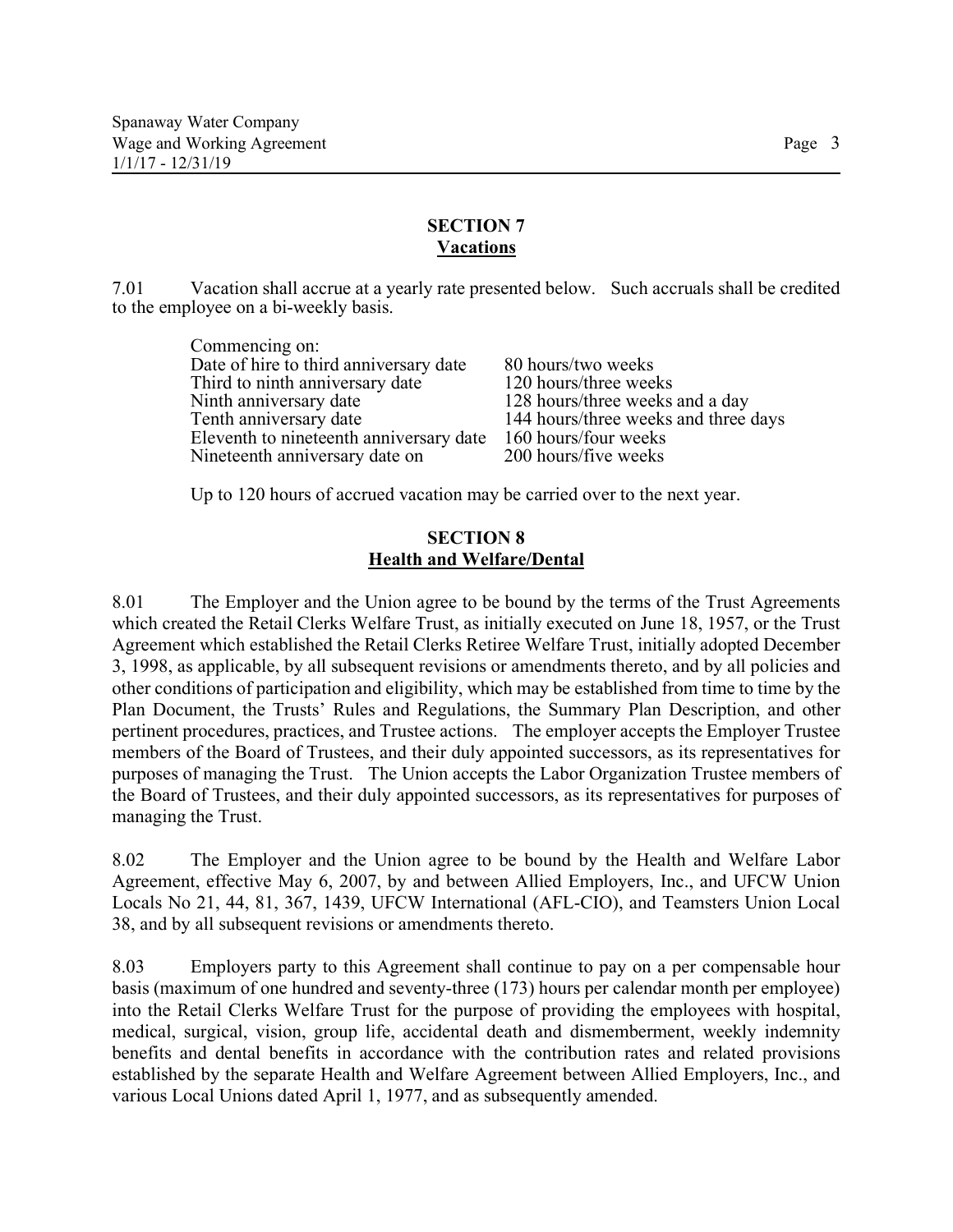## SECTION 7
## Vacations

7.01 Vacation shall accrue at a yearly rate presented below. Such accruals shall be credited to the employee on a bi-weekly basis.

| Commencing on: | |
|---|---|
| Date of hire to third anniversary date | 80 hours/two weeks |
| Third to ninth anniversary date | 120 hours/three weeks |
| Ninth anniversary date | 128 hours/three weeks and a day |
| Tenth anniversary date | 144 hours/three weeks and three days |
| Eleventh to nineteenth anniversary date | 160 hours/four weeks |
| Nineteenth anniversary date on | 200 hours/five weeks |

Up to 120 hours of accrued vacation may be carried over to the next year.

## SECTION 8
## Health and Welfare/Dental

8.01 The Employer and the Union agree to be bound by the terms of the Trust Agreements which created the Retail Clerks Welfare Trust, as initially executed on June 18, 1957, or the Trust Agreement which established the Retail Clerks Retiree Welfare Trust, initially adopted December 3, 1998, as applicable, by all subsequent revisions or amendments thereto, and by all policies and other conditions of participation and eligibility, which may be established from time to time by the Plan Document, the Trusts' Rules and Regulations, the Summary Plan Description, and other pertinent procedures, practices, and Trustee actions. The employer accepts the Employer Trustee members of the Board of Trustees, and their duly appointed successors, as its representatives for purposes of managing the Trust. The Union accepts the Labor Organization Trustee members of the Board of Trustees, and their duly appointed successors, as its representatives for purposes of managing the Trust.

8.02 The Employer and the Union agree to be bound by the Health and Welfare Labor Agreement, effective May 6, 2007, by and between Allied Employers, Inc., and UFCW Union Locals No 21, 44, 81, 367, 1439, UFCW International (AFL-CIO), and Teamsters Union Local 38, and by all subsequent revisions or amendments thereto.

8.03 Employers party to this Agreement shall continue to pay on a per compensable hour basis (maximum of one hundred and seventy-three (173) hours per calendar month per employee) into the Retail Clerks Welfare Trust for the purpose of providing the employees with hospital, medical, surgical, vision, group life, accidental death and dismemberment, weekly indemnity benefits and dental benefits in accordance with the contribution rates and related provisions established by the separate Health and Welfare Agreement between Allied Employers, Inc., and various Local Unions dated April 1, 1977, and as subsequently amended.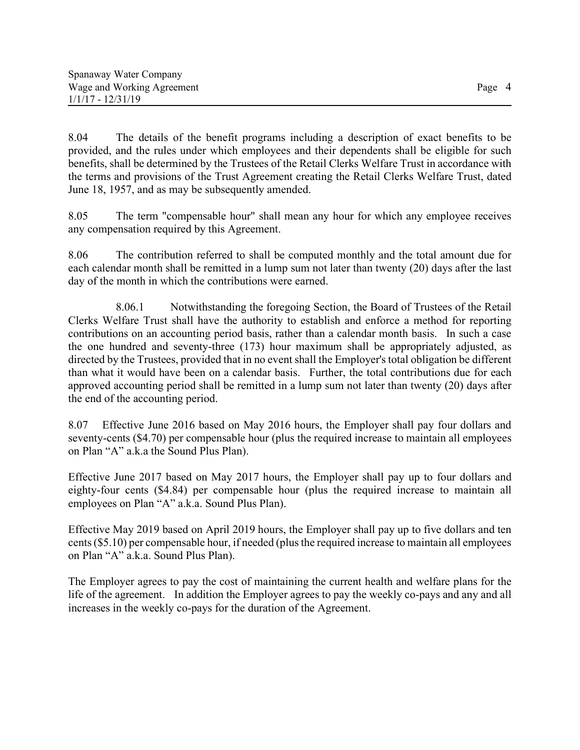8.04 The details of the benefit programs including a description of exact benefits to be provided, and the rules under which employees and their dependents shall be eligible for such benefits, shall be determined by the Trustees of the Retail Clerks Welfare Trust in accordance with the terms and provisions of the Trust Agreement creating the Retail Clerks Welfare Trust, dated June 18, 1957, and as may be subsequently amended.

8.05 The term "compensable hour" shall mean any hour for which any employee receives any compensation required by this Agreement.

8.06 The contribution referred to shall be computed monthly and the total amount due for each calendar month shall be remitted in a lump sum not later than twenty (20) days after the last day of the month in which the contributions were earned.

8.06.1 Notwithstanding the foregoing Section, the Board of Trustees of the Retail Clerks Welfare Trust shall have the authority to establish and enforce a method for reporting contributions on an accounting period basis, rather than a calendar month basis. In such a case the one hundred and seventy-three (173) hour maximum shall be appropriately adjusted, as directed by the Trustees, provided that in no event shall the Employer's total obligation be different than what it would have been on a calendar basis. Further, the total contributions due for each approved accounting period shall be remitted in a lump sum not later than twenty (20) days after the end of the accounting period.

8.07 Effective June 2016 based on May 2016 hours, the Employer shall pay four dollars and seventy-cents ($4.70) per compensable hour (plus the required increase to maintain all employees on Plan "A" a.k.a the Sound Plus Plan).

Effective June 2017 based on May 2017 hours, the Employer shall pay up to four dollars and eighty-four cents ($4.84) per compensable hour (plus the required increase to maintain all employees on Plan "A" a.k.a. Sound Plus Plan).

Effective May 2019 based on April 2019 hours, the Employer shall pay up to five dollars and ten cents ($5.10) per compensable hour, if needed (plus the required increase to maintain all employees on Plan "A" a.k.a. Sound Plus Plan).

The Employer agrees to pay the cost of maintaining the current health and welfare plans for the life of the agreement. In addition the Employer agrees to pay the weekly co-pays and any and all increases in the weekly co-pays for the duration of the Agreement.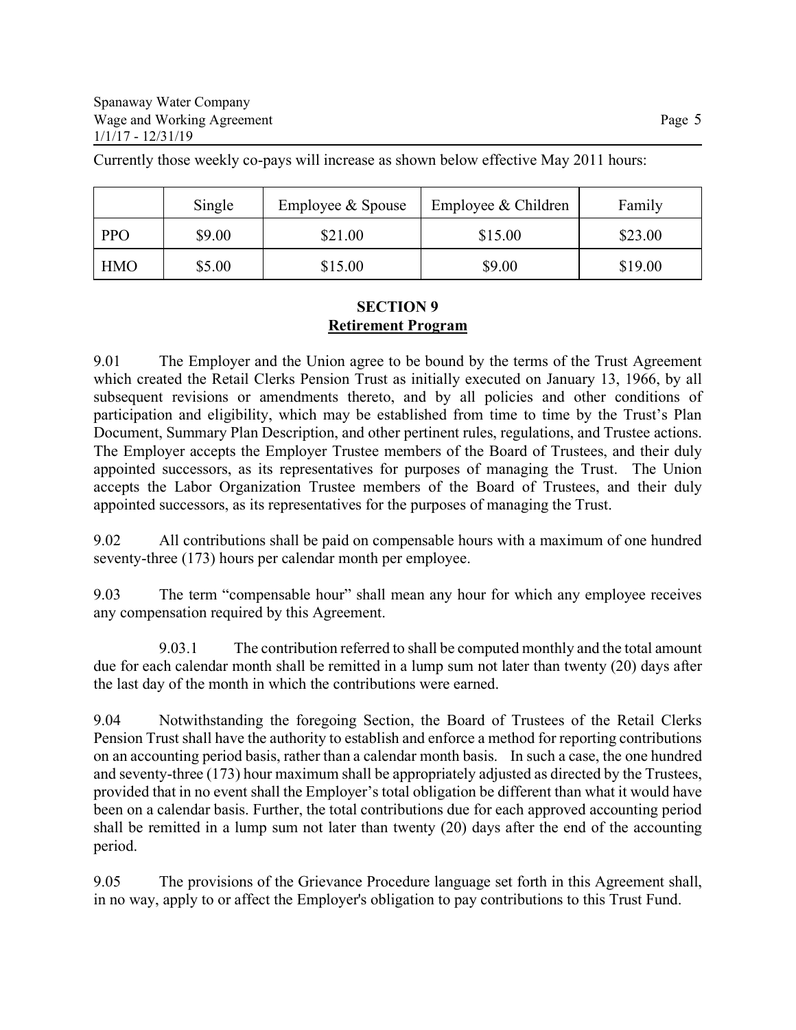Currently those weekly co-pays will increase as shown below effective May 2011 hours:

| | Single | Employee & Spouse | Employee & Children | Family |
|---|---|---|---|---|
| PPO | $9.00 | $21.00 | $15.00 | $23.00 |
| HMO | $5.00 | $15.00 | $9.00 | $19.00 |

## SECTION 9
## Retirement Program

9.01 The Employer and the Union agree to be bound by the terms of the Trust Agreement which created the Retail Clerks Pension Trust as initially executed on January 13, 1966, by all subsequent revisions or amendments thereto, and by all policies and other conditions of participation and eligibility, which may be established from time to time by the Trust's Plan Document, Summary Plan Description, and other pertinent rules, regulations, and Trustee actions. The Employer accepts the Employer Trustee members of the Board of Trustees, and their duly appointed successors, as its representatives for purposes of managing the Trust. The Union accepts the Labor Organization Trustee members of the Board of Trustees, and their duly appointed successors, as its representatives for the purposes of managing the Trust.

9.02 All contributions shall be paid on compensable hours with a maximum of one hundred seventy-three (173) hours per calendar month per employee.

9.03 The term "compensable hour" shall mean any hour for which any employee receives any compensation required by this Agreement.

9.03.1 The contribution referred to shall be computed monthly and the total amount due for each calendar month shall be remitted in a lump sum not later than twenty (20) days after the last day of the month in which the contributions were earned.

9.04 Notwithstanding the foregoing Section, the Board of Trustees of the Retail Clerks Pension Trust shall have the authority to establish and enforce a method for reporting contributions on an accounting period basis, rather than a calendar month basis. In such a case, the one hundred and seventy-three (173) hour maximum shall be appropriately adjusted as directed by the Trustees, provided that in no event shall the Employer's total obligation be different than what it would have been on a calendar basis. Further, the total contributions due for each approved accounting period shall be remitted in a lump sum not later than twenty (20) days after the end of the accounting period.

9.05 The provisions of the Grievance Procedure language set forth in this Agreement shall, in no way, apply to or affect the Employer's obligation to pay contributions to this Trust Fund.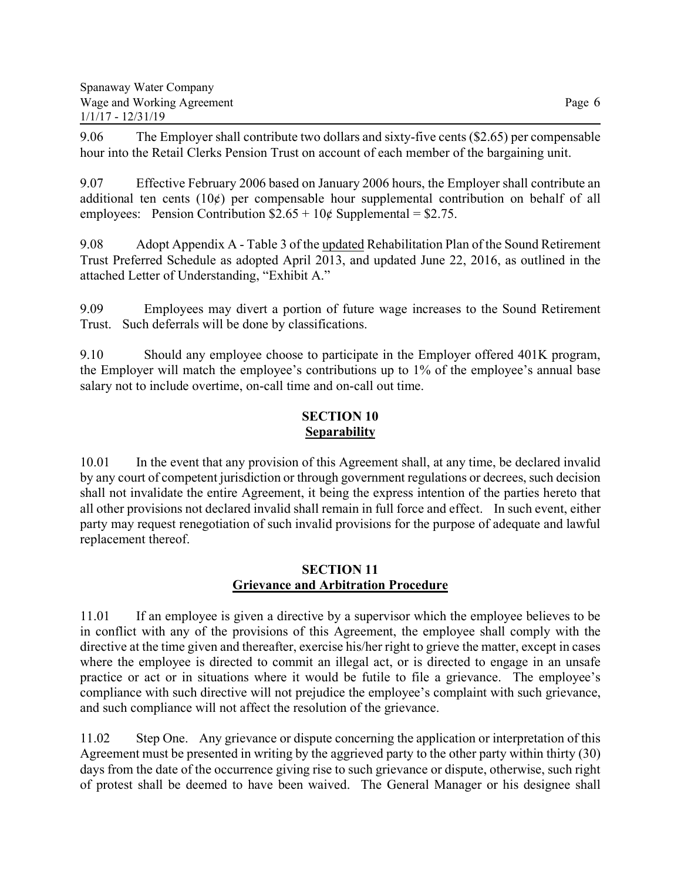9.06 The Employer shall contribute two dollars and sixty-five cents ($2.65) per compensable hour into the Retail Clerks Pension Trust on account of each member of the bargaining unit.

9.07 Effective February 2006 based on January 2006 hours, the Employer shall contribute an additional ten cents (10¢) per compensable hour supplemental contribution on behalf of all employees: Pension Contribution $2.65 + 10¢ Supplemental = $2.75.

9.08 Adopt Appendix A - Table 3 of the updated Rehabilitation Plan of the Sound Retirement Trust Preferred Schedule as adopted April 2013, and updated June 22, 2016, as outlined in the attached Letter of Understanding, "Exhibit A."

9.09 Employees may divert a portion of future wage increases to the Sound Retirement Trust. Such deferrals will be done by classifications.

9.10 Should any employee choose to participate in the Employer offered 401K program, the Employer will match the employee's contributions up to 1% of the employee's annual base salary not to include overtime, on-call time and on-call out time.

## SECTION 10
## Separability

10.01 In the event that any provision of this Agreement shall, at any time, be declared invalid by any court of competent jurisdiction or through government regulations or decrees, such decision shall not invalidate the entire Agreement, it being the express intention of the parties hereto that all other provisions not declared invalid shall remain in full force and effect. In such event, either party may request renegotiation of such invalid provisions for the purpose of adequate and lawful replacement thereof.

## SECTION 11
## Grievance and Arbitration Procedure

11.01 If an employee is given a directive by a supervisor which the employee believes to be in conflict with any of the provisions of this Agreement, the employee shall comply with the directive at the time given and thereafter, exercise his/her right to grieve the matter, except in cases where the employee is directed to commit an illegal act, or is directed to engage in an unsafe practice or act or in situations where it would be futile to file a grievance. The employee's compliance with such directive will not prejudice the employee's complaint with such grievance, and such compliance will not affect the resolution of the grievance.

11.02 Step One. Any grievance or dispute concerning the application or interpretation of this Agreement must be presented in writing by the aggrieved party to the other party within thirty (30) days from the date of the occurrence giving rise to such grievance or dispute, otherwise, such right of protest shall be deemed to have been waived. The General Manager or his designee shall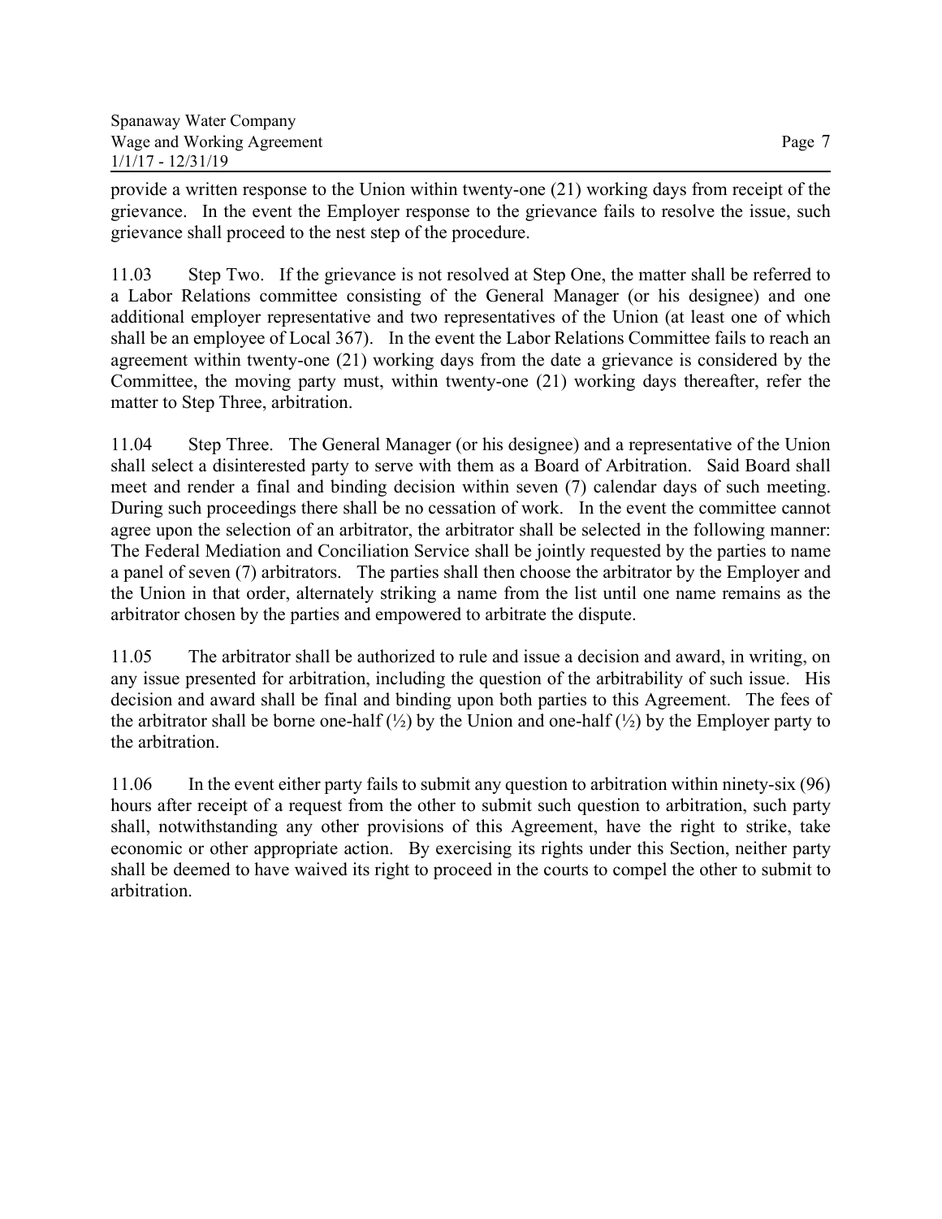provide a written response to the Union within twenty-one (21) working days from receipt of the grievance. In the event the Employer response to the grievance fails to resolve the issue, such grievance shall proceed to the nest step of the procedure.

11.03 Step Two. If the grievance is not resolved at Step One, the matter shall be referred to a Labor Relations committee consisting of the General Manager (or his designee) and one additional employer representative and two representatives of the Union (at least one of which shall be an employee of Local 367). In the event the Labor Relations Committee fails to reach an agreement within twenty-one (21) working days from the date a grievance is considered by the Committee, the moving party must, within twenty-one (21) working days thereafter, refer the matter to Step Three, arbitration.

11.04 Step Three. The General Manager (or his designee) and a representative of the Union shall select a disinterested party to serve with them as a Board of Arbitration. Said Board shall meet and render a final and binding decision within seven (7) calendar days of such meeting. During such proceedings there shall be no cessation of work. In the event the committee cannot agree upon the selection of an arbitrator, the arbitrator shall be selected in the following manner: The Federal Mediation and Conciliation Service shall be jointly requested by the parties to name a panel of seven (7) arbitrators. The parties shall then choose the arbitrator by the Employer and the Union in that order, alternately striking a name from the list until one name remains as the arbitrator chosen by the parties and empowered to arbitrate the dispute.

11.05 The arbitrator shall be authorized to rule and issue a decision and award, in writing, on any issue presented for arbitration, including the question of the arbitrability of such issue. His decision and award shall be final and binding upon both parties to this Agreement. The fees of the arbitrator shall be borne one-half (½) by the Union and one-half (½) by the Employer party to the arbitration.

11.06 In the event either party fails to submit any question to arbitration within ninety-six (96) hours after receipt of a request from the other to submit such question to arbitration, such party shall, notwithstanding any other provisions of this Agreement, have the right to strike, take economic or other appropriate action. By exercising its rights under this Section, neither party shall be deemed to have waived its right to proceed in the courts to compel the other to submit to arbitration.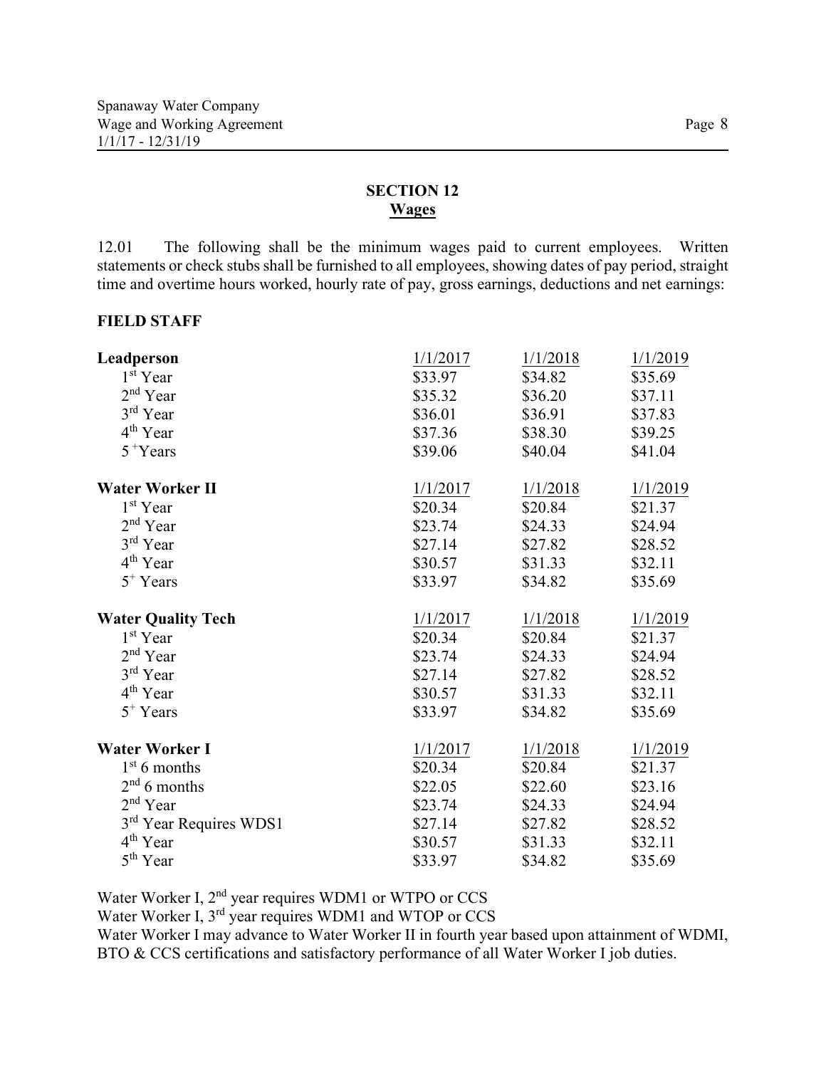## SECTION 12
## Wages

12.01 The following shall be the minimum wages paid to current employees. Written statements or check stubs shall be furnished to all employees, showing dates of pay period, straight time and overtime hours worked, hourly rate of pay, gross earnings, deductions and net earnings:

**FIELD STAFF**

| **Leadperson** | 1/1/2017 | 1/1/2018 | 1/1/2019 |
|---|---|---|---|
| 1st Year | $33.97 | $34.82 | $35.69 |
| 2nd Year | $35.32 | $36.20 | $37.11 |
| 3rd Year | $36.01 | $36.91 | $37.83 |
| 4th Year | $37.36 | $38.30 | $39.25 |
| 5+ Years | $39.06 | $40.04 | $41.04 |

| **Water Worker II** | 1/1/2017 | 1/1/2018 | 1/1/2019 |
|---|---|---|---|
| 1st Year | $20.34 | $20.84 | $21.37 |
| 2nd Year | $23.74 | $24.33 | $24.94 |
| 3rd Year | $27.14 | $27.82 | $28.52 |
| 4th Year | $30.57 | $31.33 | $32.11 |
| 5+ Years | $33.97 | $34.82 | $35.69 |

| **Water Quality Tech** | 1/1/2017 | 1/1/2018 | 1/1/2019 |
|---|---|---|---|
| 1st Year | $20.34 | $20.84 | $21.37 |
| 2nd Year | $23.74 | $24.33 | $24.94 |
| 3rd Year | $27.14 | $27.82 | $28.52 |
| 4th Year | $30.57 | $31.33 | $32.11 |
| 5+ Years | $33.97 | $34.82 | $35.69 |

| **Water Worker I** | 1/1/2017 | 1/1/2018 | 1/1/2019 |
|---|---|---|---|
| 1st 6 months | $20.34 | $20.84 | $21.37 |
| 2nd 6 months | $22.05 | $22.60 | $23.16 |
| 2nd Year | $23.74 | $24.33 | $24.94 |
| 3rd Year Requires WDS1 | $27.14 | $27.82 | $28.52 |
| 4th Year | $30.57 | $31.33 | $32.11 |
| 5th Year | $33.97 | $34.82 | $35.69 |

Water Worker I, 2nd year requires WDM1 or WTPO or CCS
Water Worker I, 3rd year requires WDM1 and WTOP or CCS
Water Worker I may advance to Water Worker II in fourth year based upon attainment of WDMI, BTO & CCS certifications and satisfactory performance of all Water Worker I job duties.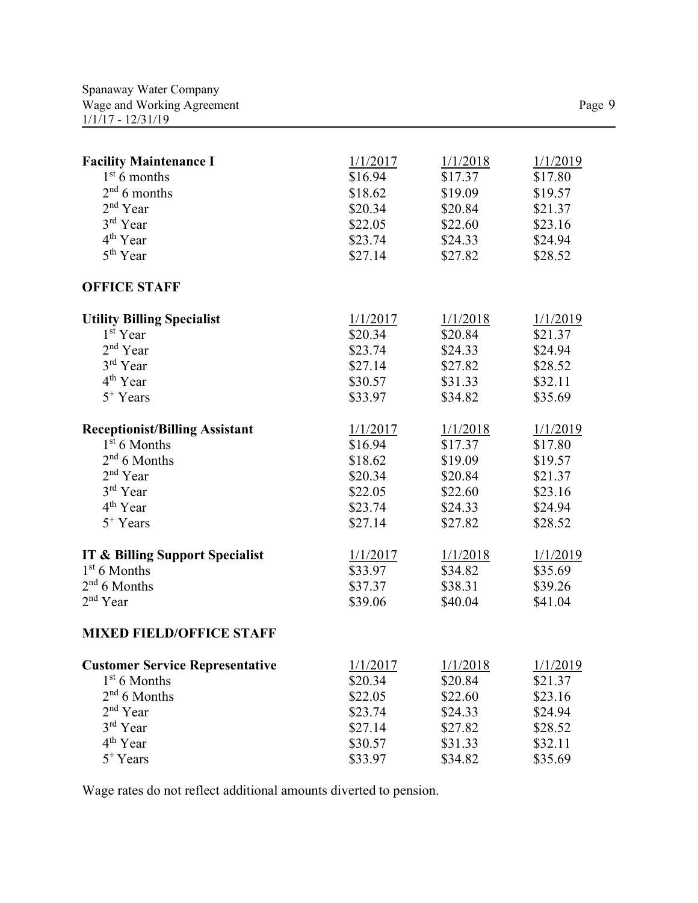| Facility Maintenance I | 1/1/2017 | 1/1/2018 | 1/1/2019 |
|---|---|---|---|
| 1st 6 months | \$16.94 | \$17.37 | \$17.80 |
| 2nd 6 months | \$18.62 | \$19.09 | \$19.57 |
| 2nd Year | \$20.34 | \$20.84 | \$21.37 |
| 3rd Year | \$22.05 | \$22.60 | \$23.16 |
| 4th Year | \$23.74 | \$24.33 | \$24.94 |
| 5th Year | \$27.14 | \$27.82 | \$28.52 |

**OFFICE STAFF**

| Utility Billing Specialist | 1/1/2017 | 1/1/2018 | 1/1/2019 |
|---|---|---|---|
| 1st Year | \$20.34 | \$20.84 | \$21.37 |
| 2nd Year | \$23.74 | \$24.33 | \$24.94 |
| 3rd Year | \$27.14 | \$27.82 | \$28.52 |
| 4th Year | \$30.57 | \$31.33 | \$32.11 |
| 5+ Years | \$33.97 | \$34.82 | \$35.69 |

| Receptionist/Billing Assistant | 1/1/2017 | 1/1/2018 | 1/1/2019 |
|---|---|---|---|
| 1st 6 Months | \$16.94 | \$17.37 | \$17.80 |
| 2nd 6 Months | \$18.62 | \$19.09 | \$19.57 |
| 2nd Year | \$20.34 | \$20.84 | \$21.37 |
| 3rd Year | \$22.05 | \$22.60 | \$23.16 |
| 4th Year | \$23.74 | \$24.33 | \$24.94 |
| 5+ Years | \$27.14 | \$27.82 | \$28.52 |

| IT & Billing Support Specialist | 1/1/2017 | 1/1/2018 | 1/1/2019 |
|---|---|---|---|
| 1st 6 Months | \$33.97 | \$34.82 | \$35.69 |
| 2nd 6 Months | \$37.37 | \$38.31 | \$39.26 |
| 2nd Year | \$39.06 | \$40.04 | \$41.04 |

**MIXED FIELD/OFFICE STAFF**

| Customer Service Representative | 1/1/2017 | 1/1/2018 | 1/1/2019 |
|---|---|---|---|
| 1st 6 Months | \$20.34 | \$20.84 | \$21.37 |
| 2nd 6 Months | \$22.05 | \$22.60 | \$23.16 |
| 2nd Year | \$23.74 | \$24.33 | \$24.94 |
| 3rd Year | \$27.14 | \$27.82 | \$28.52 |
| 4th Year | \$30.57 | \$31.33 | \$32.11 |
| 5+ Years | \$33.97 | \$34.82 | \$35.69 |

Wage rates do not reflect additional amounts diverted to pension.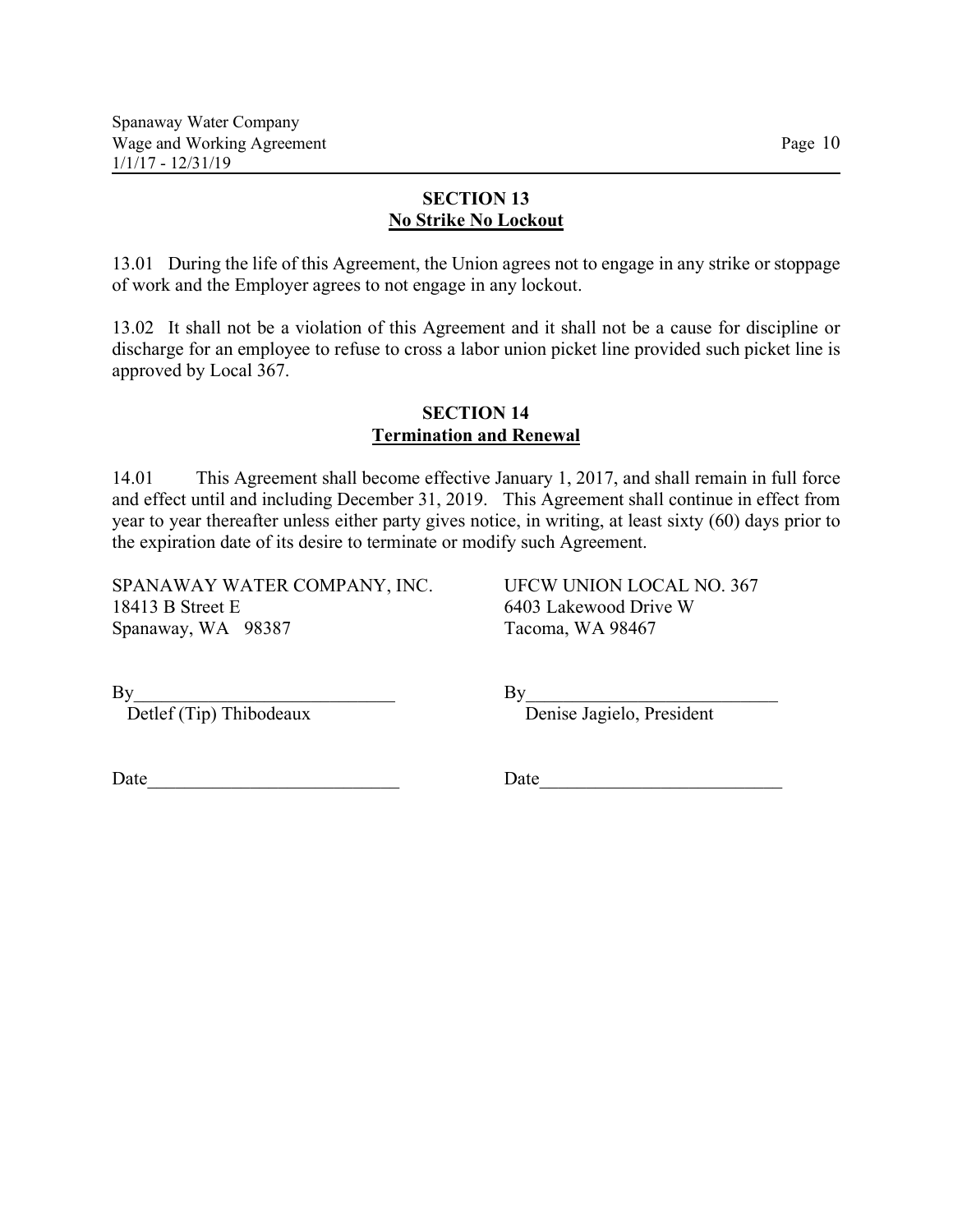## SECTION 13
## No Strike No Lockout

13.01 During the life of this Agreement, the Union agrees not to engage in any strike or stoppage of work and the Employer agrees to not engage in any lockout.

13.02 It shall not be a violation of this Agreement and it shall not be a cause for discipline or discharge for an employee to refuse to cross a labor union picket line provided such picket line is approved by Local 367.

## SECTION 14
## Termination and Renewal

14.01 This Agreement shall become effective January 1, 2017, and shall remain in full force and effect until and including December 31, 2019. This Agreement shall continue in effect from year to year thereafter unless either party gives notice, in writing, at least sixty (60) days prior to the expiration date of its desire to terminate or modify such Agreement.

SPANAWAY WATER COMPANY, INC.
18413 B Street E
Spanaway, WA 98387

By____________________________
Detlef (Tip) Thibodeaux

Date___________________________

UFCW UNION LOCAL NO. 367
6403 Lakewood Drive W
Tacoma, WA 98467

By___________________________
Denise Jagielo, President

Date__________________________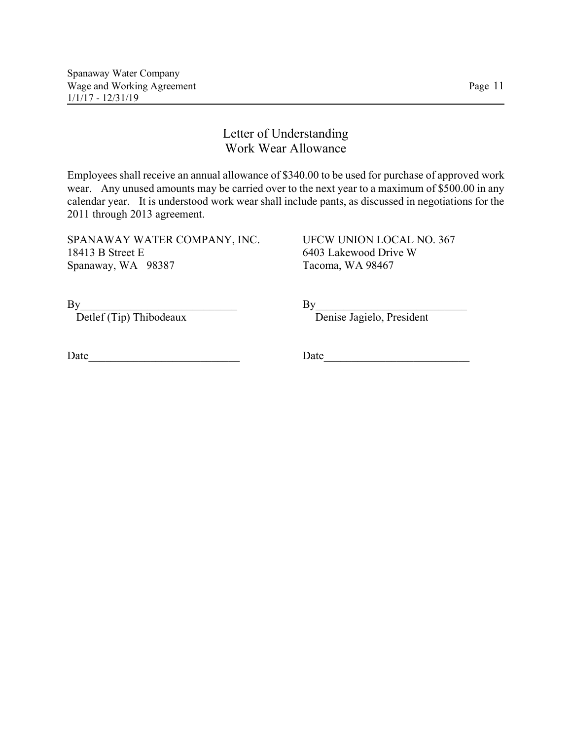## Letter of Understanding
## Work Wear Allowance

Employees shall receive an annual allowance of $340.00 to be used for purchase of approved work wear. Any unused amounts may be carried over to the next year to a maximum of $500.00 in any calendar year. It is understood work wear shall include pants, as discussed in negotiations for the 2011 through 2013 agreement.

SPANAWAY WATER COMPANY, INC.
18413 B Street E
Spanaway, WA 98387

By___________________________
Detlef (Tip) Thibodeaux

Date__________________________

UFCW UNION LOCAL NO. 367
6403 Lakewood Drive W
Tacoma, WA 98467

By___________________________
Denise Jagielo, President

Date__________________________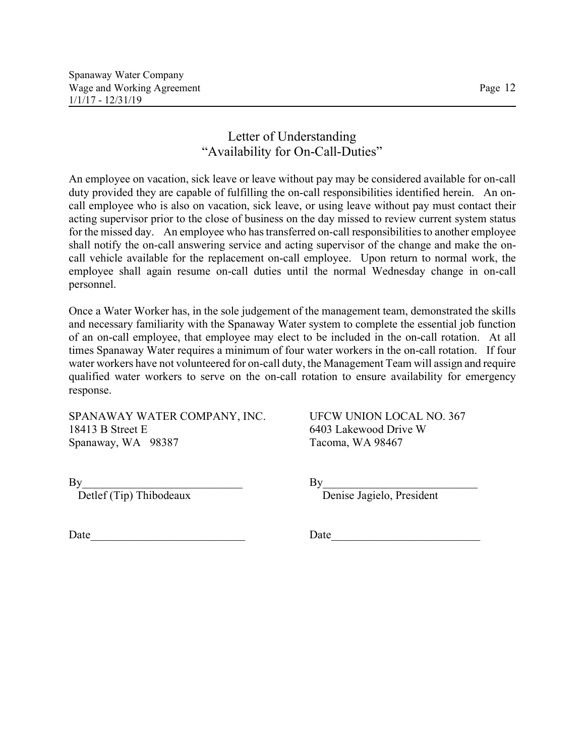## Letter of Understanding
## "Availability for On-Call-Duties"

An employee on vacation, sick leave or leave without pay may be considered available for on-call duty provided they are capable of fulfilling the on-call responsibilities identified herein. An on-call employee who is also on vacation, sick leave, or using leave without pay must contact their acting supervisor prior to the close of business on the day missed to review current system status for the missed day. An employee who has transferred on-call responsibilities to another employee shall notify the on-call answering service and acting supervisor of the change and make the on-call vehicle available for the replacement on-call employee. Upon return to normal work, the employee shall again resume on-call duties until the normal Wednesday change in on-call personnel.

Once a Water Worker has, in the sole judgement of the management team, demonstrated the skills and necessary familiarity with the Spanaway Water system to complete the essential job function of an on-call employee, that employee may elect to be included in the on-call rotation. At all times Spanaway Water requires a minimum of four water workers in the on-call rotation. If four water workers have not volunteered for on-call duty, the Management Team will assign and require qualified water workers to serve on the on-call rotation to ensure availability for emergency response.

SPANAWAY WATER COMPANY, INC.
18413 B Street E
Spanaway, WA 98387

By____________________________
Detlef (Tip) Thibodeaux

Date___________________________

UFCW UNION LOCAL NO. 367
6403 Lakewood Drive W
Tacoma, WA 98467

By___________________________
Denise Jagielo, President

Date__________________________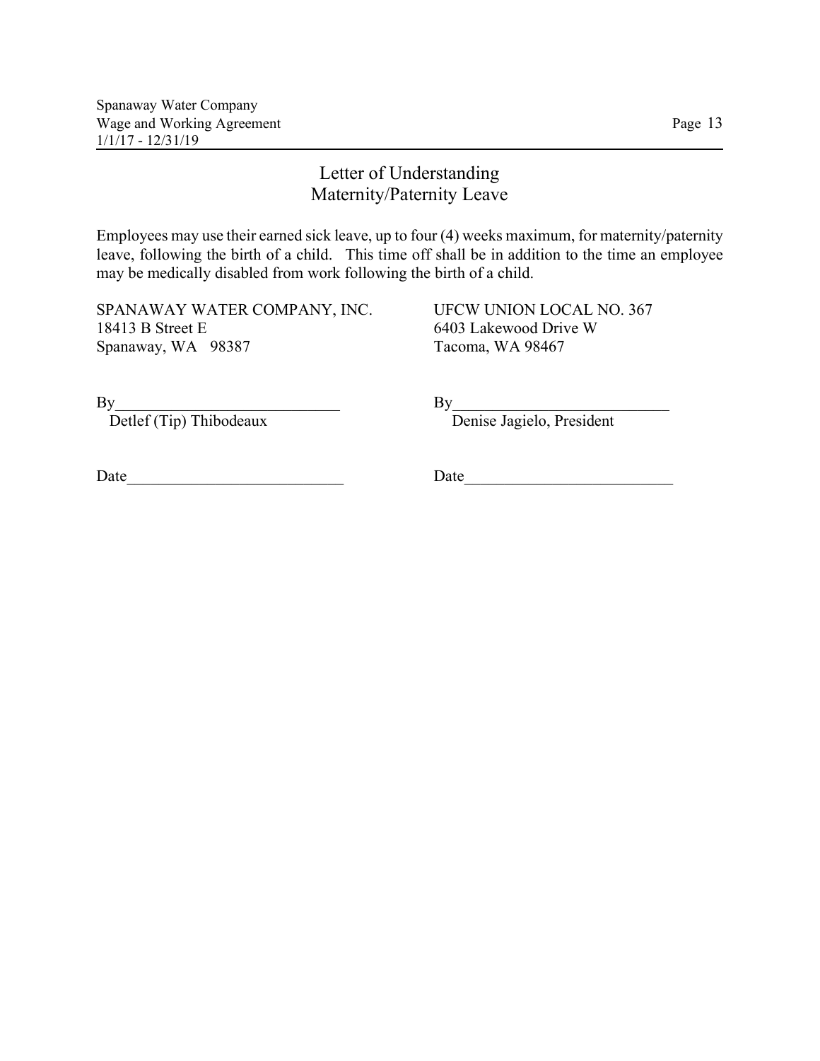## Letter of Understanding
## Maternity/Paternity Leave

Employees may use their earned sick leave, up to four (4) weeks maximum, for maternity/paternity leave, following the birth of a child. This time off shall be in addition to the time an employee may be medically disabled from work following the birth of a child.

SPANAWAY WATER COMPANY, INC.
18413 B Street E
Spanaway, WA 98387

By____________________________
Detlef (Tip) Thibodeaux

Date___________________________

UFCW UNION LOCAL NO. 367
6403 Lakewood Drive W
Tacoma, WA 98467

By___________________________
Denise Jagielo, President

Date__________________________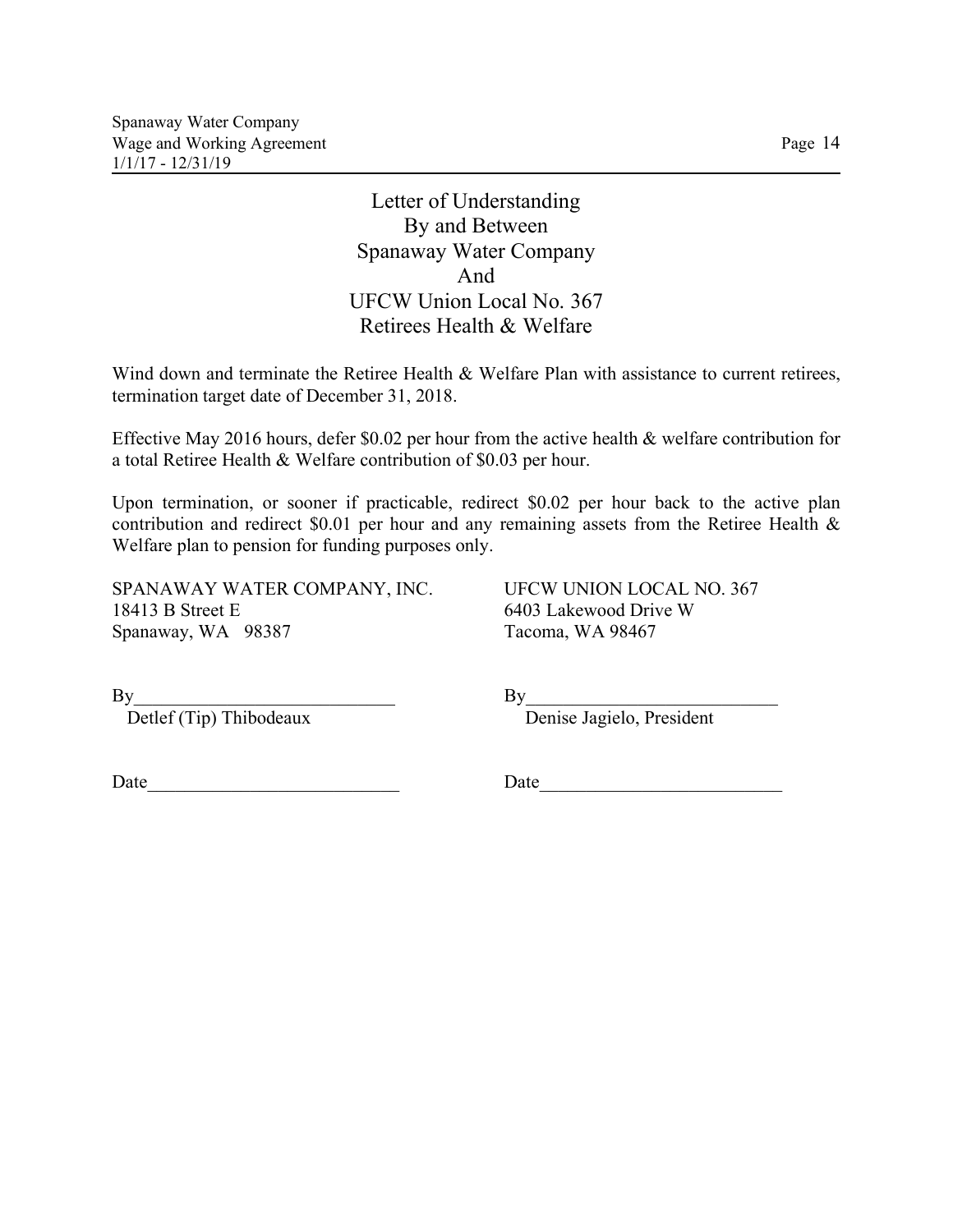# Letter of Understanding
# By and Between
# Spanaway Water Company
# And
# UFCW Union Local No. 367
# Retirees Health & Welfare

Wind down and terminate the Retiree Health & Welfare Plan with assistance to current retirees, termination target date of December 31, 2018.

Effective May 2016 hours, defer $0.02 per hour from the active health & welfare contribution for a total Retiree Health & Welfare contribution of $0.03 per hour.

Upon termination, or sooner if practicable, redirect $0.02 per hour back to the active plan contribution and redirect $0.01 per hour and any remaining assets from the Retiree Health & Welfare plan to pension for funding purposes only.

SPANAWAY WATER COMPANY, INC.
18413 B Street E
Spanaway, WA 98387

By____________________________
Detlef (Tip) Thibodeaux

Date___________________________

UFCW UNION LOCAL NO. 367
6403 Lakewood Drive W
Tacoma, WA 98467

By___________________________
Denise Jagielo, President

Date__________________________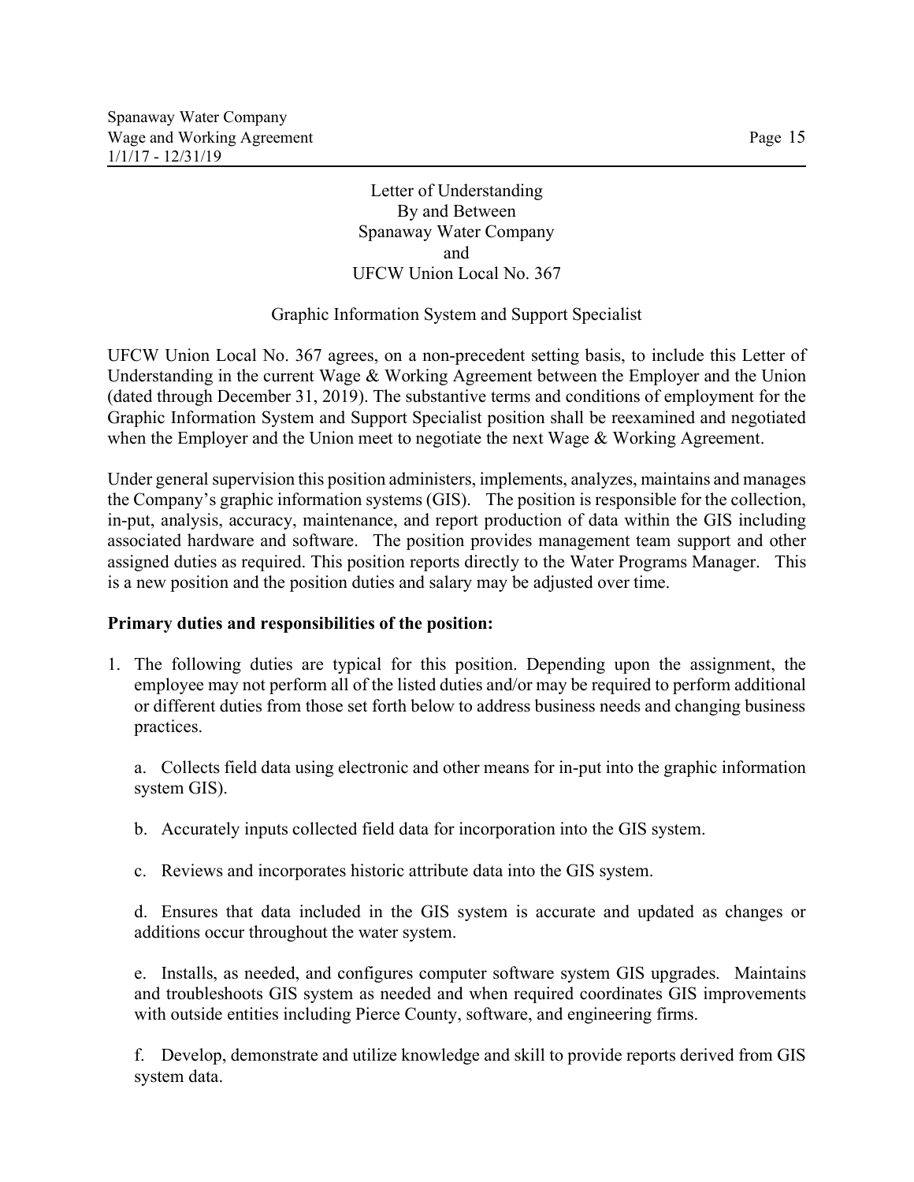Letter of Understanding
By and Between
Spanaway Water Company
and
UFCW Union Local No. 367

Graphic Information System and Support Specialist

UFCW Union Local No. 367 agrees, on a non-precedent setting basis, to include this Letter of Understanding in the current Wage & Working Agreement between the Employer and the Union (dated through December 31, 2019). The substantive terms and conditions of employment for the Graphic Information System and Support Specialist position shall be reexamined and negotiated when the Employer and the Union meet to negotiate the next Wage & Working Agreement.

Under general supervision this position administers, implements, analyzes, maintains and manages the Company's graphic information systems (GIS). The position is responsible for the collection, in-put, analysis, accuracy, maintenance, and report production of data within the GIS including associated hardware and software. The position provides management team support and other assigned duties as required. This position reports directly to the Water Programs Manager. This is a new position and the position duties and salary may be adjusted over time.

**Primary duties and responsibilities of the position:**

1. The following duties are typical for this position. Depending upon the assignment, the employee may not perform all of the listed duties and/or may be required to perform additional or different duties from those set forth below to address business needs and changing business practices.

   a. Collects field data using electronic and other means for in-put into the graphic information system GIS).

   b. Accurately inputs collected field data for incorporation into the GIS system.

   c. Reviews and incorporates historic attribute data into the GIS system.

   d. Ensures that data included in the GIS system is accurate and updated as changes or additions occur throughout the water system.

   e. Installs, as needed, and configures computer software system GIS upgrades. Maintains and troubleshoots GIS system as needed and when required coordinates GIS improvements with outside entities including Pierce County, software, and engineering firms.

   f. Develop, demonstrate and utilize knowledge and skill to provide reports derived from GIS system data.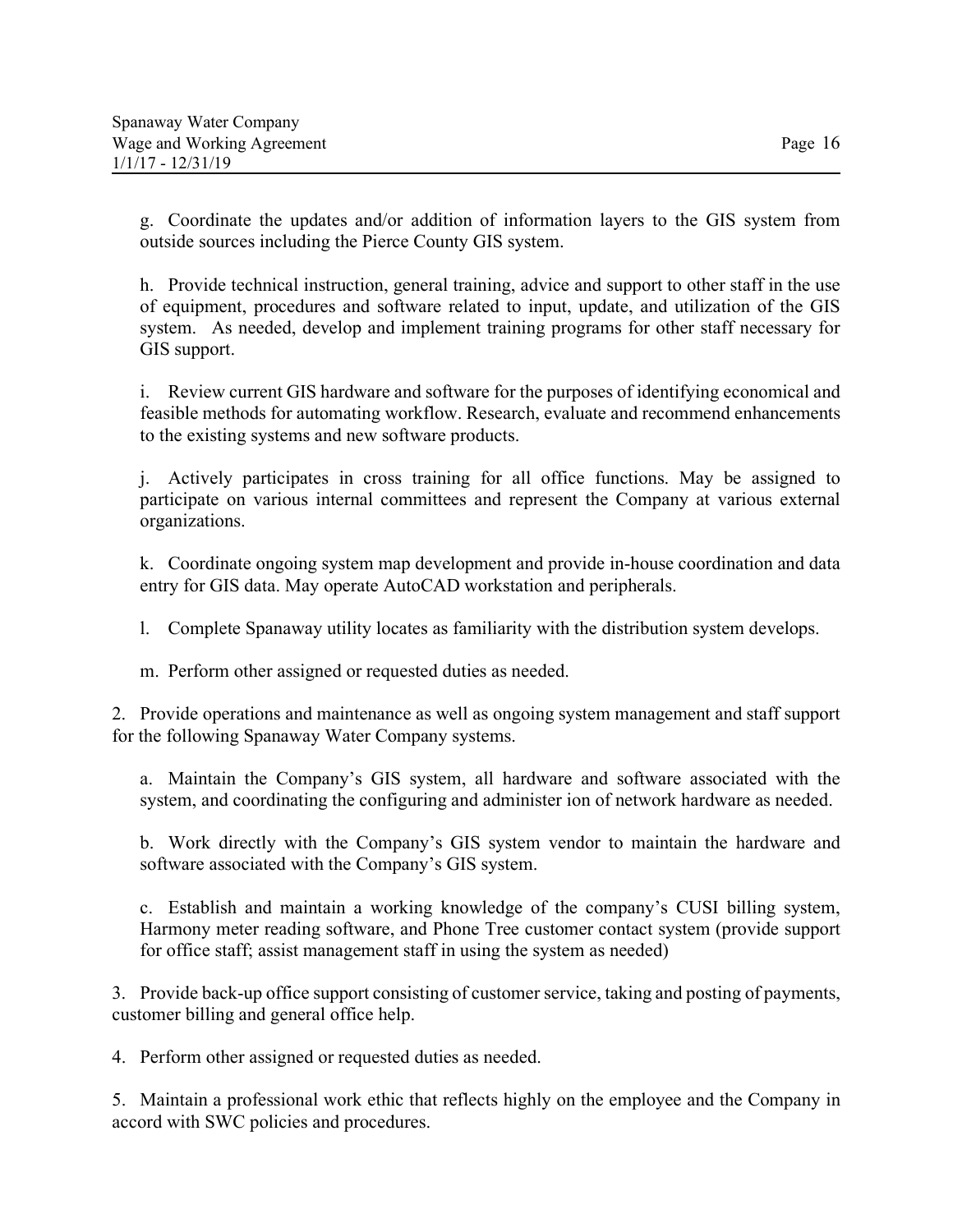g. Coordinate the updates and/or addition of information layers to the GIS system from outside sources including the Pierce County GIS system.

h. Provide technical instruction, general training, advice and support to other staff in the use of equipment, procedures and software related to input, update, and utilization of the GIS system. As needed, develop and implement training programs for other staff necessary for GIS support.

i. Review current GIS hardware and software for the purposes of identifying economical and feasible methods for automating workflow. Research, evaluate and recommend enhancements to the existing systems and new software products.

j. Actively participates in cross training for all office functions. May be assigned to participate on various internal committees and represent the Company at various external organizations.

k. Coordinate ongoing system map development and provide in-house coordination and data entry for GIS data. May operate AutoCAD workstation and peripherals.

l. Complete Spanaway utility locates as familiarity with the distribution system develops.

m. Perform other assigned or requested duties as needed.

2. Provide operations and maintenance as well as ongoing system management and staff support for the following Spanaway Water Company systems.

a. Maintain the Company's GIS system, all hardware and software associated with the system, and coordinating the configuring and administer ion of network hardware as needed.

b. Work directly with the Company's GIS system vendor to maintain the hardware and software associated with the Company's GIS system.

c. Establish and maintain a working knowledge of the company's CUSI billing system, Harmony meter reading software, and Phone Tree customer contact system (provide support for office staff; assist management staff in using the system as needed)

3. Provide back-up office support consisting of customer service, taking and posting of payments, customer billing and general office help.

4. Perform other assigned or requested duties as needed.

5. Maintain a professional work ethic that reflects highly on the employee and the Company in accord with SWC policies and procedures.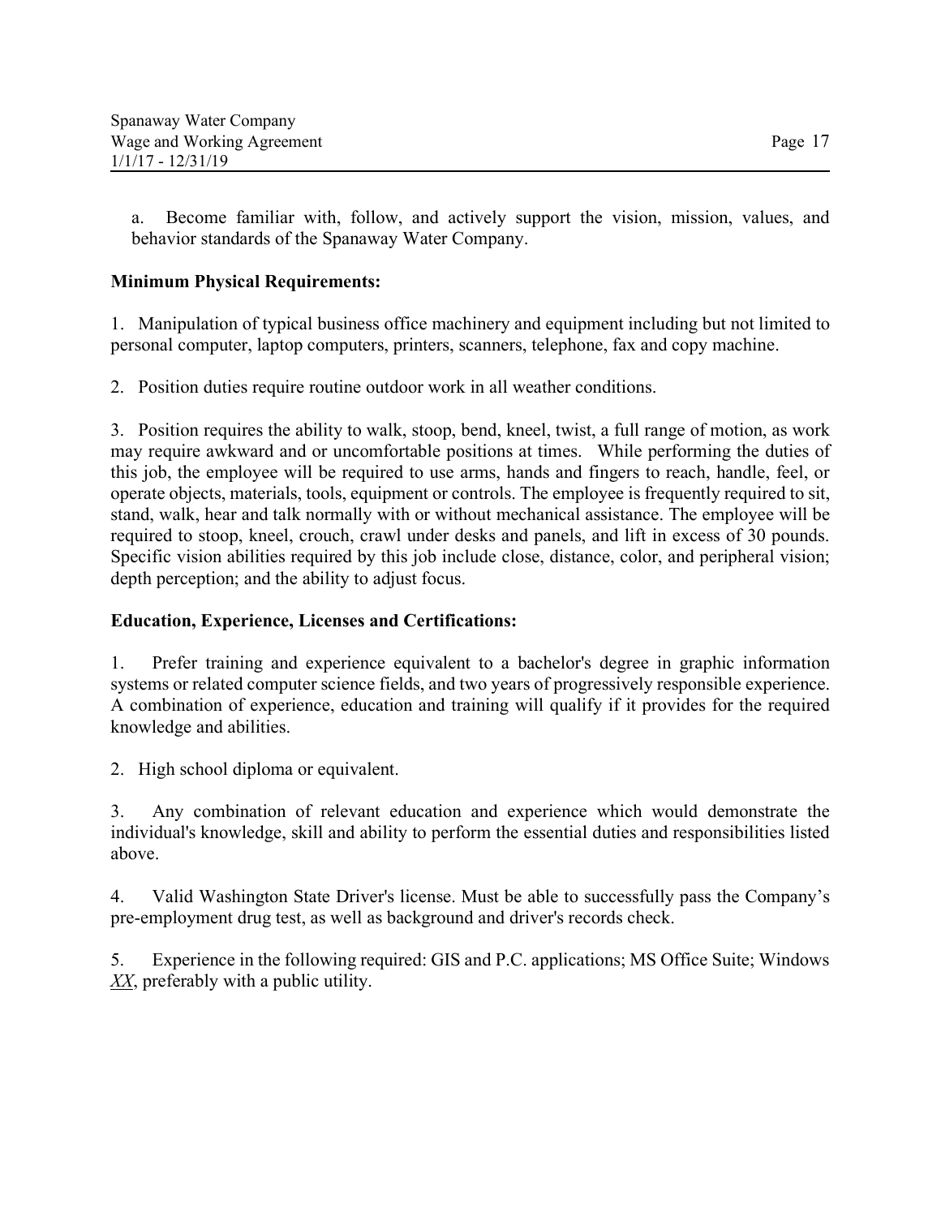a. Become familiar with, follow, and actively support the vision, mission, values, and behavior standards of the Spanaway Water Company.

**Minimum Physical Requirements:**

1. Manipulation of typical business office machinery and equipment including but not limited to personal computer, laptop computers, printers, scanners, telephone, fax and copy machine.

2. Position duties require routine outdoor work in all weather conditions.

3. Position requires the ability to walk, stoop, bend, kneel, twist, a full range of motion, as work may require awkward and or uncomfortable positions at times. While performing the duties of this job, the employee will be required to use arms, hands and fingers to reach, handle, feel, or operate objects, materials, tools, equipment or controls. The employee is frequently required to sit, stand, walk, hear and talk normally with or without mechanical assistance. The employee will be required to stoop, kneel, crouch, crawl under desks and panels, and lift in excess of 30 pounds. Specific vision abilities required by this job include close, distance, color, and peripheral vision; depth perception; and the ability to adjust focus.

**Education, Experience, Licenses and Certifications:**

1. Prefer training and experience equivalent to a bachelor's degree in graphic information systems or related computer science fields, and two years of progressively responsible experience. A combination of experience, education and training will qualify if it provides for the required knowledge and abilities.

2. High school diploma or equivalent.

3. Any combination of relevant education and experience which would demonstrate the individual's knowledge, skill and ability to perform the essential duties and responsibilities listed above.

4. Valid Washington State Driver's license. Must be able to successfully pass the Company's pre-employment drug test, as well as background and driver's records check.

5. Experience in the following required: GIS and P.C. applications; MS Office Suite; Windows *XX*, preferably with a public utility.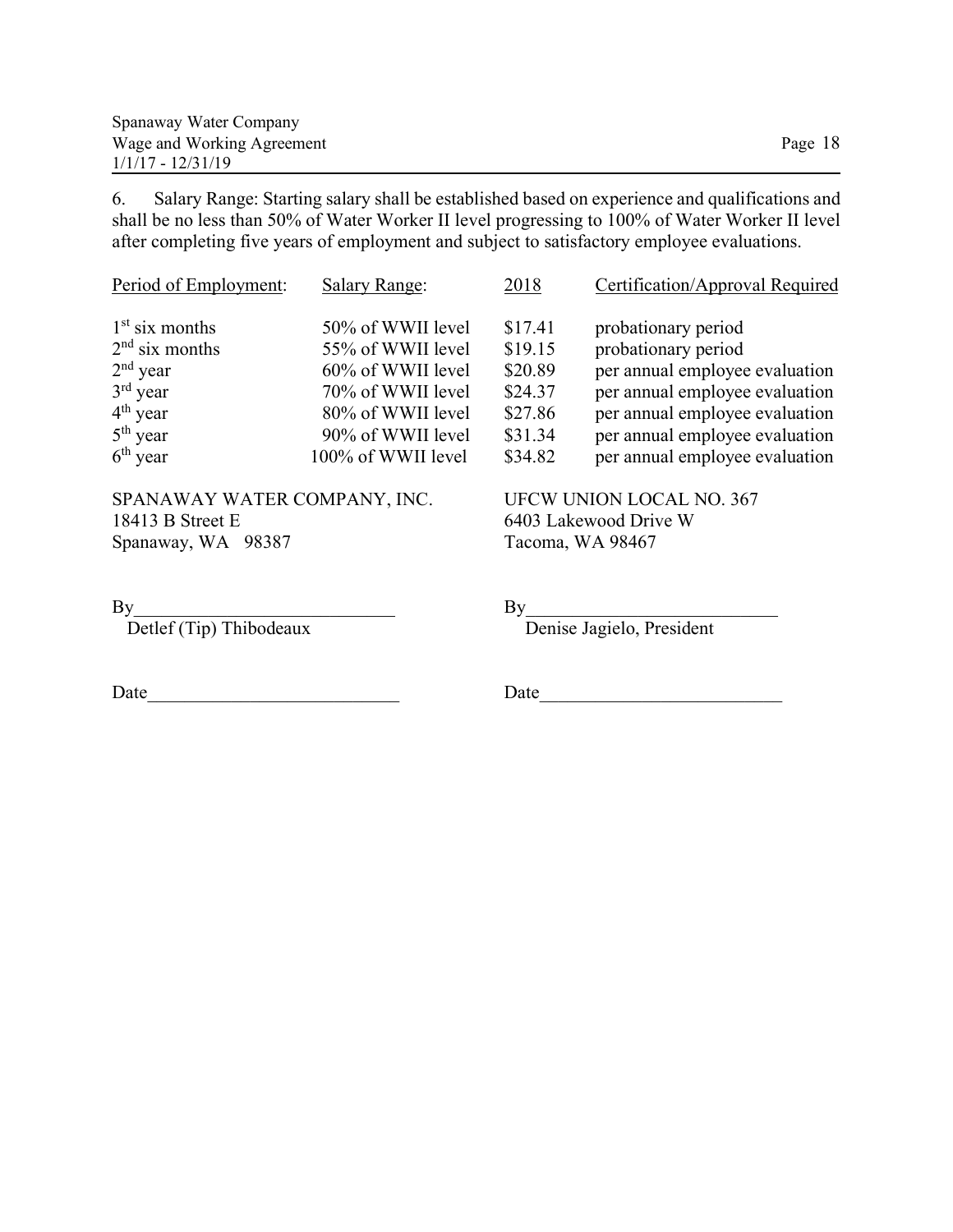6. Salary Range: Starting salary shall be established based on experience and qualifications and shall be no less than 50% of Water Worker II level progressing to 100% of Water Worker II level after completing five years of employment and subject to satisfactory employee evaluations.

| Period of Employment: | Salary Range: | 2018 | Certification/Approval Required |
|---|---|---|---|
| 1st six months | 50% of WWII level | $17.41 | probationary period |
| 2nd six months | 55% of WWII level | $19.15 | probationary period |
| 2nd year | 60% of WWII level | $20.89 | per annual employee evaluation |
| 3rd year | 70% of WWII level | $24.37 | per annual employee evaluation |
| 4th year | 80% of WWII level | $27.86 | per annual employee evaluation |
| 5th year | 90% of WWII level | $31.34 | per annual employee evaluation |
| 6th year | 100% of WWII level | $34.82 | per annual employee evaluation |

SPANAWAY WATER COMPANY, INC.
18413 B Street E
Spanaway, WA 98387

By____________________________
Detlef (Tip) Thibodeaux

Date___________________________

UFCW UNION LOCAL NO. 367
6403 Lakewood Drive W
Tacoma, WA 98467

By___________________________
Denise Jagielo, President

Date__________________________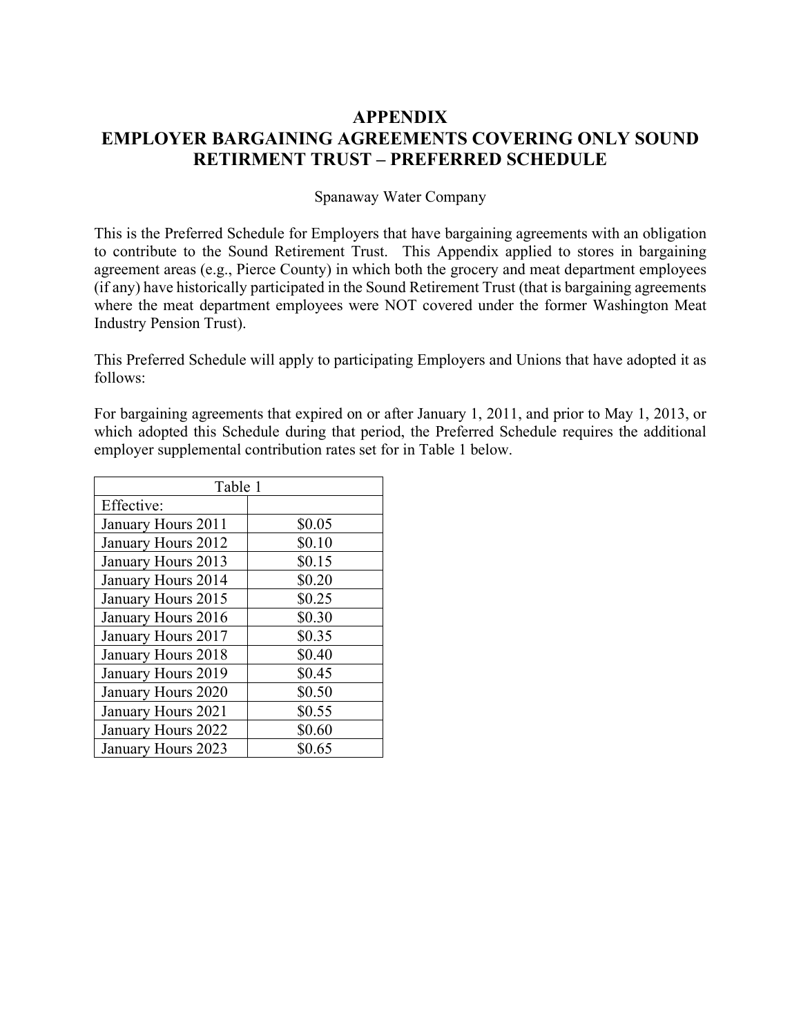# APPENDIX
# EMPLOYER BARGAINING AGREEMENTS COVERING ONLY SOUND RETIRMENT TRUST – PREFERRED SCHEDULE

Spanaway Water Company

This is the Preferred Schedule for Employers that have bargaining agreements with an obligation to contribute to the Sound Retirement Trust. This Appendix applied to stores in bargaining agreement areas (e.g., Pierce County) in which both the grocery and meat department employees (if any) have historically participated in the Sound Retirement Trust (that is bargaining agreements where the meat department employees were NOT covered under the former Washington Meat Industry Pension Trust).

This Preferred Schedule will apply to participating Employers and Unions that have adopted it as follows:

For bargaining agreements that expired on or after January 1, 2011, and prior to May 1, 2013, or which adopted this Schedule during that period, the Preferred Schedule requires the additional employer supplemental contribution rates set for in Table 1 below.

| Table 1 | |
|---|---|
| Effective: | |
| January Hours 2011 | $0.05 |
| January Hours 2012 | $0.10 |
| January Hours 2013 | $0.15 |
| January Hours 2014 | $0.20 |
| January Hours 2015 | $0.25 |
| January Hours 2016 | $0.30 |
| January Hours 2017 | $0.35 |
| January Hours 2018 | $0.40 |
| January Hours 2019 | $0.45 |
| January Hours 2020 | $0.50 |
| January Hours 2021 | $0.55 |
| January Hours 2022 | $0.60 |
| January Hours 2023 | $0.65 |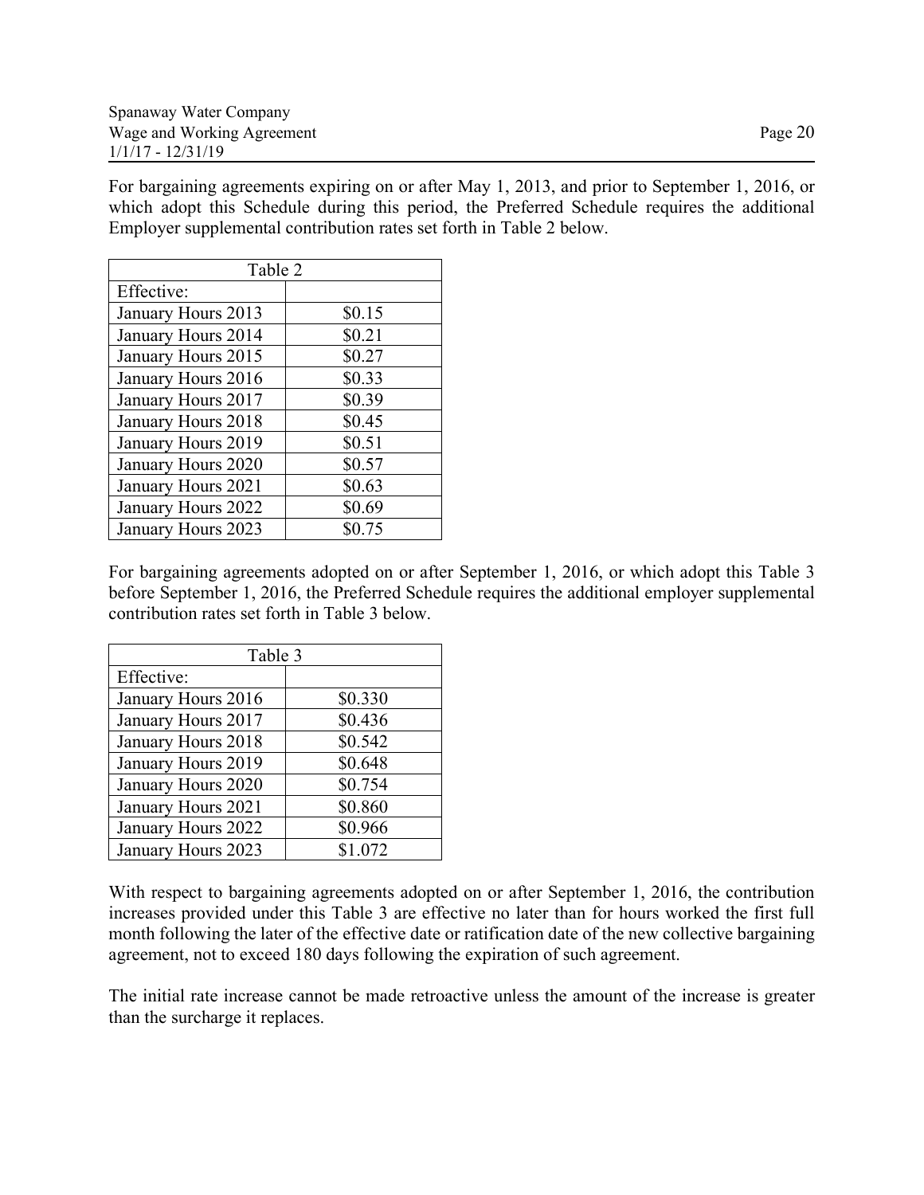For bargaining agreements expiring on or after May 1, 2013, and prior to September 1, 2016, or which adopt this Schedule during this period, the Preferred Schedule requires the additional Employer supplemental contribution rates set forth in Table 2 below.

| Table 2 | |
|---|---|
| Effective: | |
| January Hours 2013 | $0.15 |
| January Hours 2014 | $0.21 |
| January Hours 2015 | $0.27 |
| January Hours 2016 | $0.33 |
| January Hours 2017 | $0.39 |
| January Hours 2018 | $0.45 |
| January Hours 2019 | $0.51 |
| January Hours 2020 | $0.57 |
| January Hours 2021 | $0.63 |
| January Hours 2022 | $0.69 |
| January Hours 2023 | $0.75 |

For bargaining agreements adopted on or after September 1, 2016, or which adopt this Table 3 before September 1, 2016, the Preferred Schedule requires the additional employer supplemental contribution rates set forth in Table 3 below.

| Table 3 | |
|---|---|
| Effective: | |
| January Hours 2016 | $0.330 |
| January Hours 2017 | $0.436 |
| January Hours 2018 | $0.542 |
| January Hours 2019 | $0.648 |
| January Hours 2020 | $0.754 |
| January Hours 2021 | $0.860 |
| January Hours 2022 | $0.966 |
| January Hours 2023 | $1.072 |

With respect to bargaining agreements adopted on or after September 1, 2016, the contribution increases provided under this Table 3 are effective no later than for hours worked the first full month following the later of the effective date or ratification date of the new collective bargaining agreement, not to exceed 180 days following the expiration of such agreement.

The initial rate increase cannot be made retroactive unless the amount of the increase is greater than the surcharge it replaces.